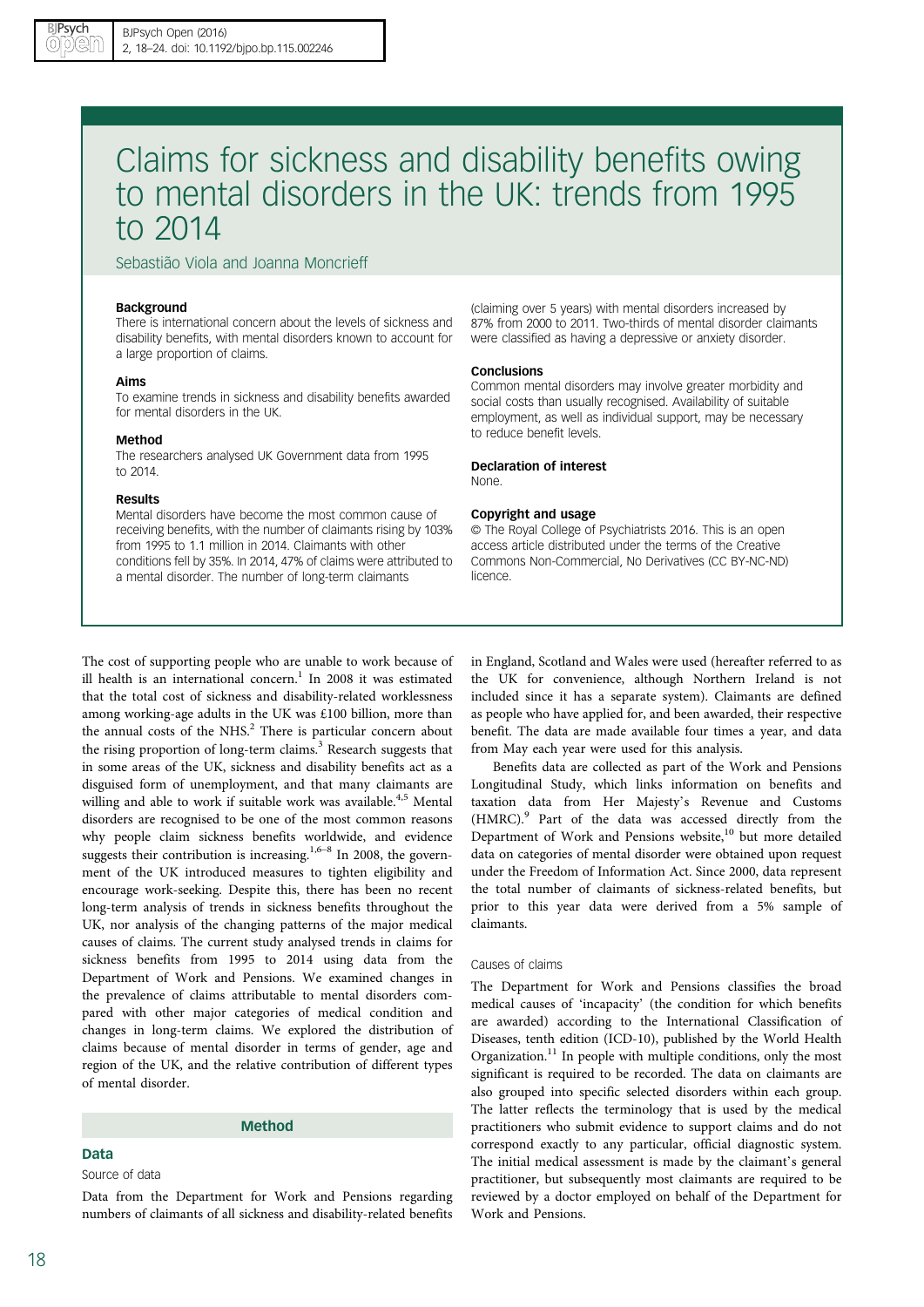# Claims for sickness and disability benefits owing to mental disorders in the UK: trends from 1995 to 2014

Sebastião Viola and Joanna Moncrieff

**Background**

There is international concern about the levels of sickness and disability benefits, with mental disorders known to account for a large proportion of claims.

**Aims**

To examine trends in sickness and disability benefits awarded for mental disorders in the UK.

**Method**

The researchers analysed UK Government data from 1995 to 2014.

**Results**

Mental disorders have become the most common cause of receiving benefits, with the number of claimants rising by 103% from 1995 to 1.1 million in 2014. Claimants with other conditions fell by 35%. In 2014, 47% of claims were attributed to a mental disorder. The number of long-term claimants (claiming over 5 years) with mental disorders increased by 87% from 2000 to 2011. Two-thirds of mental disorder claimants were classified as having a depressive or anxiety disorder.

**Conclusions**

Common mental disorders may involve greater morbidity and social costs than usually recognised. Availability of suitable employment, as well as individual support, may be necessary to reduce benefit levels.

**Declaration of interest**

None.

**Copyright and usage**

© The Royal College of Psychiatrists 2016. This is an open access article distributed under the terms of the Creative Commons Non-Commercial, No Derivatives (CC BY-NC-ND) licence.

The cost of supporting people who are unable to work because of ill health is an international concern.[1] In 2008 it was estimated that the total cost of sickness and disability-related worklessness among working-age adults in the UK was £100 billion, more than the annual costs of the NHS.[2] There is particular concern about the rising proportion of long-term claims.[3] Research suggests that in some areas of the UK, sickness and disability benefits act as a disguised form of unemployment, and that many claimants are willing and able to work if suitable work was available.[4,5] Mental disorders are recognised to be one of the most common reasons why people claim sickness benefits worldwide, and evidence suggests their contribution is increasing.[1,6–8] In 2008, the government of the UK introduced measures to tighten eligibility and encourage work-seeking. Despite this, there has been no recent long-term analysis of trends in sickness benefits throughout the UK, nor analysis of the changing patterns of the major medical causes of claims. The current study analysed trends in claims for sickness benefits from 1995 to 2014 using data from the Department of Work and Pensions. We examined changes in the prevalence of claims attributable to mental disorders compared with other major categories of medical condition and changes in long-term claims. We explored the distribution of claims because of mental disorder in terms of gender, age and region of the UK, and the relative contribution of different types of mental disorder.

## Method

### Data

#### Source of data

Data from the Department for Work and Pensions regarding numbers of claimants of all sickness and disability-related benefits in England, Scotland and Wales were used (hereafter referred to as the UK for convenience, although Northern Ireland is not included since it has a separate system). Claimants are defined as people who have applied for, and been awarded, their respective benefit. The data are made available four times a year, and data from May each year were used for this analysis.

Benefits data are collected as part of the Work and Pensions Longitudinal Study, which links information on benefits and taxation data from Her Majesty's Revenue and Customs (HMRC).[9] Part of the data was accessed directly from the Department of Work and Pensions website,[10] but more detailed data on categories of mental disorder were obtained upon request under the Freedom of Information Act. Since 2000, data represent the total number of claimants of sickness-related benefits, but prior to this year data were derived from a 5% sample of claimants.

#### Causes of claims

The Department for Work and Pensions classifies the broad medical causes of 'incapacity' (the condition for which benefits are awarded) according to the International Classification of Diseases, tenth edition (ICD-10), published by the World Health Organization.[11] In people with multiple conditions, only the most significant is required to be recorded. The data on claimants are also grouped into specific selected disorders within each group. The latter reflects the terminology that is used by the medical practitioners who submit evidence to support claims and do not correspond exactly to any particular, official diagnostic system. The initial medical assessment is made by the claimant's general practitioner, but subsequently most claimants are required to be reviewed by a doctor employed on behalf of the Department for Work and Pensions.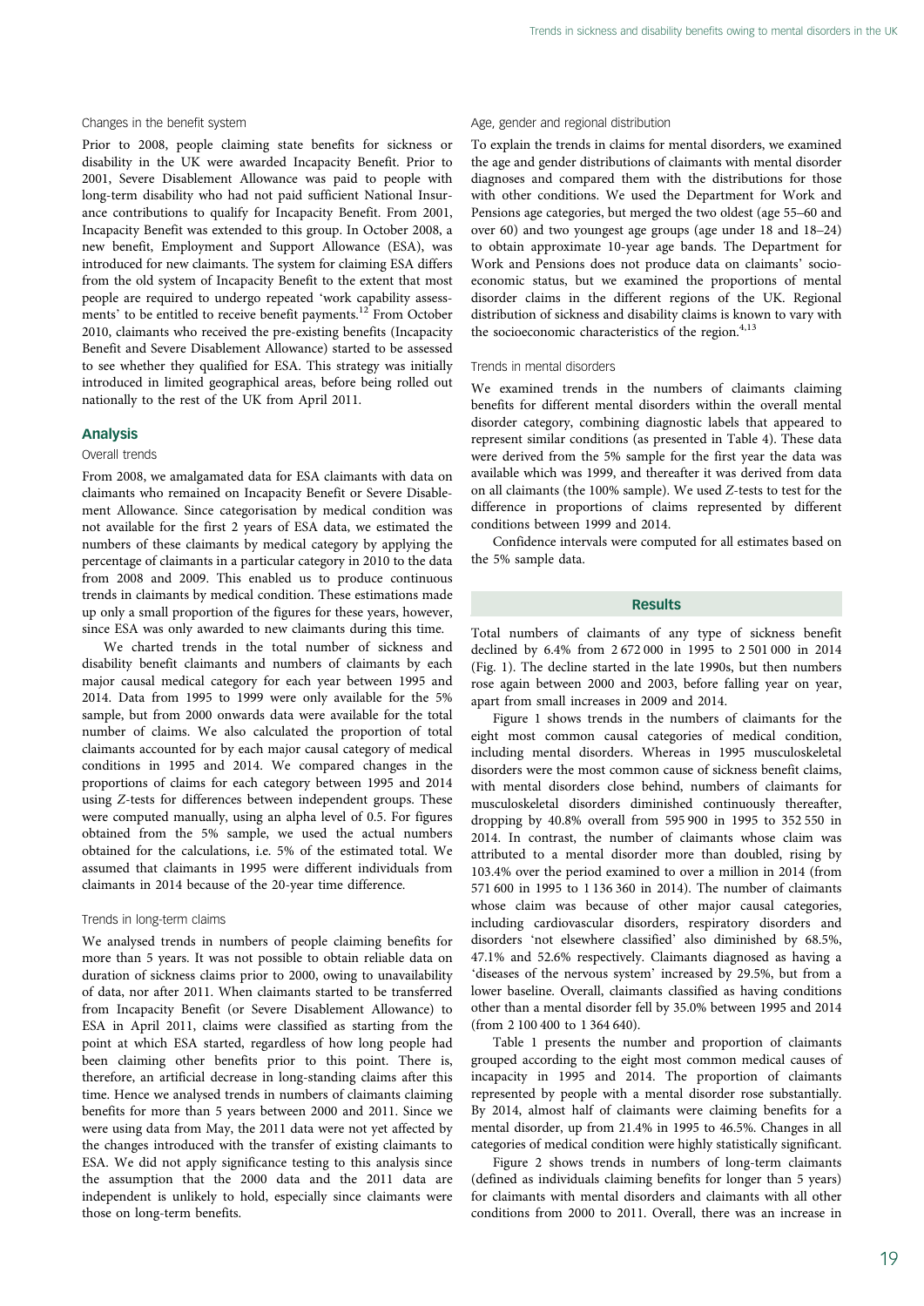### Changes in the benefit system

Prior to 2008, people claiming state benefits for sickness or disability in the UK were awarded Incapacity Benefit. Prior to 2001, Severe Disablement Allowance was paid to people with long-term disability who had not paid sufficient National Insurance contributions to qualify for Incapacity Benefit. From 2001, Incapacity Benefit was extended to this group. In October 2008, a new benefit, Employment and Support Allowance (ESA), was introduced for new claimants. The system for claiming ESA differs from the old system of Incapacity Benefit to the extent that most people are required to undergo repeated 'work capability assessments' to be entitled to receive benefit payments.[12] From October 2010, claimants who received the pre-existing benefits (Incapacity Benefit and Severe Disablement Allowance) started to be assessed to see whether they qualified for ESA. This strategy was initially introduced in limited geographical areas, before being rolled out nationally to the rest of the UK from April 2011.

## Analysis

### Overall trends

From 2008, we amalgamated data for ESA claimants with data on claimants who remained on Incapacity Benefit or Severe Disablement Allowance. Since categorisation by medical condition was not available for the first 2 years of ESA data, we estimated the numbers of these claimants by medical category by applying the percentage of claimants in a particular category in 2010 to the data from 2008 and 2009. This enabled us to produce continuous trends in claimants by medical condition. These estimations made up only a small proportion of the figures for these years, however, since ESA was only awarded to new claimants during this time.

We charted trends in the total number of sickness and disability benefit claimants and numbers of claimants by each major causal medical category for each year between 1995 and 2014. Data from 1995 to 1999 were only available for the 5% sample, but from 2000 onwards data were available for the total number of claims. We also calculated the proportion of total claimants accounted for by each major causal category of medical conditions in 1995 and 2014. We compared changes in the proportions of claims for each category between 1995 and 2014 using *Z*-tests for differences between independent groups. These were computed manually, using an alpha level of 0.5. For figures obtained from the 5% sample, we used the actual numbers obtained for the calculations, i.e. 5% of the estimated total. We assumed that claimants in 1995 were different individuals from claimants in 2014 because of the 20-year time difference.

### Trends in long-term claims

We analysed trends in numbers of people claiming benefits for more than 5 years. It was not possible to obtain reliable data on duration of sickness claims prior to 2000, owing to unavailability of data, nor after 2011. When claimants started to be transferred from Incapacity Benefit (or Severe Disablement Allowance) to ESA in April 2011, claimants were classified as starting from the point at which ESA started, regardless of how long people had been claiming other benefits prior to this point. There is, therefore, an artificial decrease in long-standing claims after this time. Hence we analysed trends in numbers of claimants claiming benefits for more than 5 years between 2000 and 2011. Since we were using data from May, the 2011 data were not yet affected by the changes introduced with the transfer of existing claimants to ESA. We did not apply significance testing to this analysis since the assumption that the 2000 data and the 2011 data are independent is unlikely to hold, especially since claimants were those on long-term benefits.

### Age, gender and regional distribution

To explain the trends in claims for mental disorders, we examined the age and gender distributions of claimants with mental disorder diagnoses and compared them with the distributions for those with other conditions. We used the Department for Work and Pensions age categories, but merged the two oldest (age 55–60 and over 60) and two youngest age groups (age under 18 and 18–24) to obtain approximate 10-year age bands. The Department for Work and Pensions does not produce data on claimants' socioeconomic status, but we examined the proportions of mental disorder claims in the different regions of the UK. Regional distribution of sickness and disability claims is known to vary with the socioeconomic characteristics of the region.[4,13]

### Trends in mental disorders

We examined trends in the numbers of claimants claiming benefits for different mental disorders within the overall mental disorder category, combining diagnostic labels that appeared to represent similar conditions (as presented in Table 4). These data were derived from the 5% sample for the first year the data was available which was 1999, and thereafter it was derived from data on all claimants (the 100% sample). We used *Z*-tests to test for the difference in proportions of claims represented by different conditions between 1999 and 2014.

Confidence intervals were computed for all estimates based on the 5% sample data.

## Results

Total numbers of claimants of any type of sickness benefit declined by 6.4% from 2 672 000 in 1995 to 2 501 000 in 2014 (Fig. 1). The decline started in the late 1990s, but then numbers rose again between 2000 and 2003, before falling year on year, apart from small increases in 2009 and 2014.

Figure 1 shows trends in the numbers of claimants for the eight most common causal categories of medical condition, including mental disorders. Whereas in 1995 musculoskeletal disorders were the most common cause of sickness benefit claims, with mental disorders close behind, numbers of claimants for musculoskeletal disorders diminished continuously thereafter, dropping by 40.8% overall from 595 900 in 1995 to 352 550 in 2014. In contrast, the number of claimants whose claim was attributed to a mental disorder more than doubled, rising by 103.4% over the period examined to over a million in 2014 (from 571 600 in 1995 to 1 136 360 in 2014). The number of claimants whose claim was because of other major causal categories, including cardiovascular disorders, respiratory disorders and disorders 'not elsewhere classified' also diminished by 68.5%, 47.1% and 52.6% respectively. Claimants diagnosed as having a 'diseases of the nervous system' increased by 29.5%, but from a lower baseline. Overall, claimants classified as having conditions other than a mental disorder fell by 35.0% between 1995 and 2014 (from 2 100 400 to 1 364 640).

Table 1 presents the number and proportion of claimants grouped according to the eight most common medical causes of incapacity in 1995 and 2014. The proportion of claimants represented by people with a mental disorder rose substantially. By 2014, almost half of claimants were claiming benefits for a mental disorder, up from 21.4% in 1995 to 46.5%. Changes in all categories of medical condition were highly statistically significant.

Figure 2 shows trends in numbers of long-term claimants (defined as individuals claiming benefits for longer than 5 years) for claimants with mental disorders and claimants with all other conditions from 2000 to 2011. Overall, there was an increase in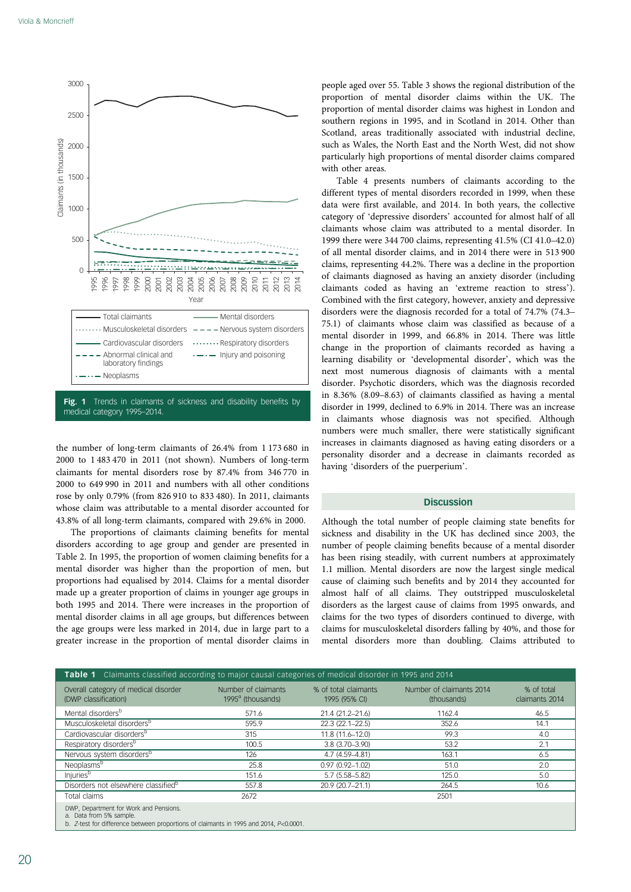Fig. 1 Trends in claimants of sickness and disability benefits by medical category 1995–2014.

the number of long-term claimants of 26.4% from 1 173 680 in 2000 to 1 483 470 in 2011 (not shown). Numbers of long-term claimants for mental disorders rose by 87.4% from 346 770 in 2000 to 649 990 in 2011 and numbers with all other conditions rose by only 0.79% (from 826 910 to 833 480). In 2011, claimants whose claim was attributable to a mental disorder accounted for 43.8% of all long-term claimants, compared with 29.6% in 2000.

The proportions of claimants claiming benefits for mental disorders according to age group and gender are presented in Table 2. In 1995, the proportion of women claiming benefits for a mental disorder was higher than the proportion of men, but proportions had equalised by 2014. Claims for a mental disorder made up a greater proportion of claims in younger age groups in both 1995 and 2014. There were increases in the proportion of mental disorder claims in all age groups, but differences between the age groups were less marked in 2014, due in large part to a greater increase in the proportion of mental disorder claims in people aged over 55. Table 3 shows the regional distribution of the proportion of mental disorder claims within the UK. The proportion of mental disorder claims was highest in London and southern regions in 1995, and in Scotland in 2014. Other than Scotland, areas traditionally associated with industrial decline, such as Wales, the North East and the North West, did not show particularly high proportions of mental disorder claims compared with other areas.

Table 4 presents numbers of claimants according to the different types of mental disorders recorded in 1999, when these data were first available, and 2014. In both years, the collective category of 'depressive disorders' accounted for almost half of all claimants whose claim was attributed to a mental disorder. In 1999 there were 344 700 claims, representing 41.5% (CI 41.0–42.0) of all mental disorder claims, and in 2014 there were 513 900 claims, representing 44.2%. There was a decline in the proportion of claimants diagnosed as having an anxiety disorder (including claimants coded as having an 'extreme reaction to stress'). Combined with the first category, however, anxiety and depressive disorders were the diagnosis recorded for a total of 74.7% (74.3–75.1) of claimants whose claim was classified as because of a mental disorder in 1999, and 66.8% in 2014. There was little change in the proportion of claimants recorded as having a learning disability or 'developmental disorder', which was the next most numerous diagnosis of claimants with a mental disorder. Psychotic disorders, which was the diagnosis recorded in 8.36% (8.09–8.63) of claimants classified as having a mental disorder in 1999, declined to 6.9% in 2014. There was an increase in claimants whose diagnosis was not specified. Although numbers were much smaller, there were statistically significant increases in claimants diagnosed as having eating disorders or a personality disorder and a decrease in claimants recorded as having 'disorders of the puerperium'.

## Discussion

Although the total number of people claiming state benefits for sickness and disability in the UK has declined since 2003, the number of people claiming benefits because of a mental disorder has been rising steadily, with current numbers at approximately 1.1 million. Mental disorders are now the largest single medical cause of claiming such benefits and by 2014 they accounted for almost half of all claims. They outstripped musculoskeletal disorders as the largest cause of claims from 1995 onwards, and claims for the two types of disorders continued to diverge, with claims for musculoskeletal disorders falling by 40%, and those for mental disorders more than doubling. Claims attributed to

**Table 1** Claimants classified according to major causal categories of medical disorder in 1995 and 2014

| Overall category of medical disorder (DWP classification) | Number of claimants 1995[a] (thousands) | % of total claimants 1995 (95% CI) | Number of claimants 2014 (thousands) | % of total claimants 2014 |
|---|---|---|---|---|
| Mental disorders[b] | 571.6 | 21.4 (21.2–21.6) | 1162.4 | 46.5 |
| Musculoskeletal disorders[b] | 595.9 | 22.3 (22.1–22.5) | 352.6 | 14.1 |
| Cardiovascular disorders[b] | 315 | 11.8 (11.6–12.0) | 99.3 | 4.0 |
| Respiratory disorders[b] | 100.5 | 3.8 (3.70–3.90) | 53.2 | 2.1 |
| Nervous system disorders[b] | 126 | 4.7 (4.59–4.81) | 163.1 | 6.5 |
| Neoplasms[b] | 25.8 | 0.97 (0.92–1.02) | 51.0 | 2.0 |
| Injuries[b] | 151.6 | 5.7 (5.58–5.82) | 125.0 | 5.0 |
| Disorders not elsewhere classified[b] | 557.8 | 20.9 (20.7–21.1) | 264.5 | 10.6 |
| Total claims | 2672 | | 2501 | |

DWP, Department for Work and Pensions.
a. Data from 5% sample.
b. *Z*-test for difference between proportions of claimants in 1995 and 2014, $P<0.0001$.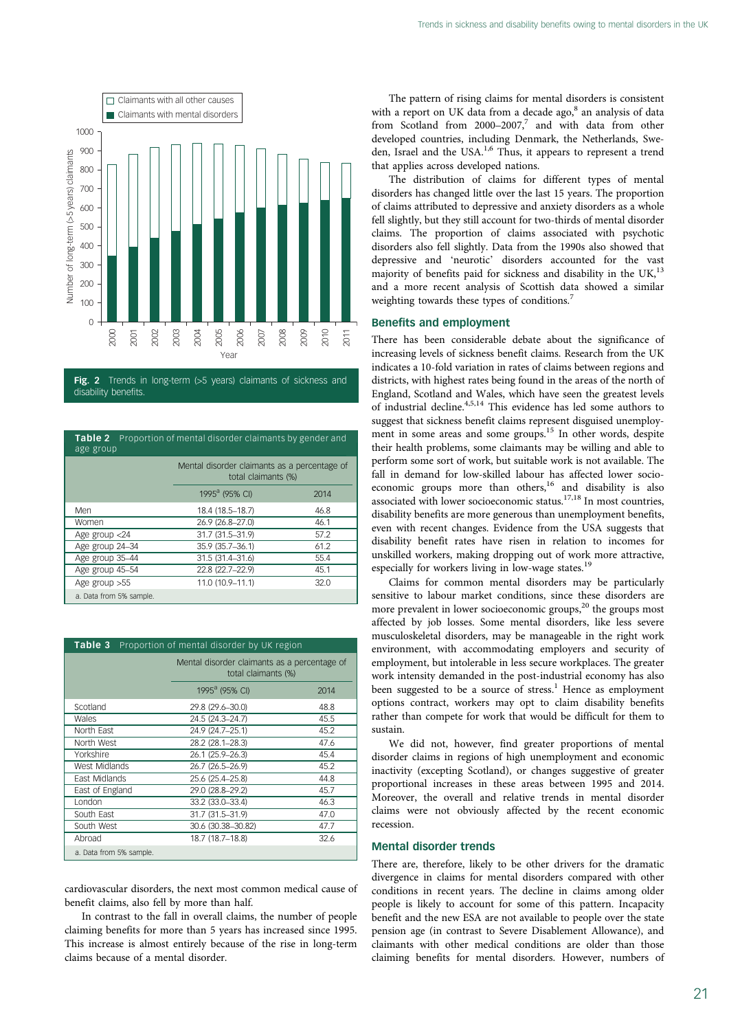Fig. 2 Trends in long-term (>5 years) claimants of sickness and disability benefits.

**Table 2** Proportion of mental disorder claimants by gender and age group

| | Mental disorder claimants as a percentage of total claimants (%) | |
|---|---|---|
| | 1995[a] (95% CI) | 2014 |
| Men | 18.4 (18.5–18.7) | 46.8 |
| Women | 26.9 (26.8–27.0) | 46.1 |
| Age group <24 | 31.7 (31.5–31.9) | 57.2 |
| Age group 24–34 | 35.9 (35.7–36.1) | 61.2 |
| Age group 35–44 | 31.5 (31.4–31.6) | 55.4 |
| Age group 45–54 | 22.8 (22.7–22.9) | 45.1 |
| Age group >55 | 11.0 (10.9–11.1) | 32.0 |

a. Data from 5% sample.

**Table 3** Proportion of mental disorder by UK region

| | Mental disorder claimants as a percentage of total claimants (%) | |
|---|---|---|
| | 1995[a] (95% CI) | 2014 |
| Scotland | 29.8 (29.6–30.0) | 48.8 |
| Wales | 24.5 (24.3–24.7) | 45.5 |
| North East | 24.9 (24.7–25.1) | 45.2 |
| North West | 28.2 (28.1–28.3) | 47.6 |
| Yorkshire | 26.1 (25.9–26.3) | 45.4 |
| West Midlands | 26.7 (26.5–26.9) | 45.2 |
| East Midlands | 25.6 (25.4–25.8) | 44.8 |
| East of England | 29.0 (28.8–29.2) | 45.7 |
| London | 33.2 (33.0–33.4) | 46.3 |
| South East | 31.7 (31.5–31.9) | 47.0 |
| South West | 30.6 (30.38–30.82) | 47.7 |
| Abroad | 18.7 (18.7–18.8) | 32.6 |

a. Data from 5% sample.

cardiovascular disorders, the next most common medical cause of benefit claims, also fell by more than half.

In contrast to the fall in overall claims, the number of people claiming benefits for more than 5 years has increased since 1995. This increase is almost entirely because of the rise in long-term claims because of a mental disorder.

The pattern of rising claims for mental disorders is consistent with a report on UK data from a decade ago,[8] an analysis of data from Scotland from 2000–2007,[7] and with data from other developed countries, including Denmark, the Netherlands, Sweden, Israel and the USA.[1,6] Thus, it appears to represent a trend that applies across developed nations.

The distribution of claims for different types of mental disorders has changed little over the last 15 years. The proportion of claims attributed to depressive and anxiety disorders as a whole fell slightly, but they still account for two-thirds of mental disorder claims. The proportion of claims associated with psychotic disorders also fell slightly. Data from the 1990s also showed that depressive and 'neurotic' disorders accounted for the vast majority of benefits paid for sickness and disability in the UK,[13] and a more recent analysis of Scottish data showed a similar weighting towards these types of conditions.[7]

## Benefits and employment

There has been considerable debate about the significance of increasing levels of sickness benefit claims. Research from the UK indicates a 10-fold variation in rates of claims between regions and districts, with highest rates being found in the areas of the north of England, Scotland and Wales, which have seen the greatest levels of industrial decline.[4,5,14] This evidence has led some authors to suggest that sickness benefit claims represent disguised unemployment in some areas and some groups.[15] In other words, despite their health problems, some claimants may be willing and able to perform some sort of work, but suitable work is not available. The fall in demand for low-skilled labour has affected lower socioeconomic groups more than others,[16] and disability is also associated with lower socioeconomic status.[17,18] In most countries, disability benefits are more generous than unemployment benefits, even with recent changes. Evidence from the USA suggests that disability benefit rates have risen in relation to incomes for unskilled workers, making dropping out of work more attractive, especially for workers living in low-wage states.[19]

Claims for common mental disorders may be particularly sensitive to labour market conditions, since these disorders are more prevalent in lower socioeconomic groups,[20] the groups most affected by job losses. Some mental disorders, like less severe musculoskeletal disorders, may be manageable in the right work environment, with accommodating employers and security of employment, but intolerable in less secure workplaces. The greater work intensity demanded in the post-industrial economy has also been suggested to be a source of stress.[1] Hence as employment options contract, workers may opt to claim disability benefits rather than compete for work that would be difficult for them to sustain.

We did not, however, find greater proportions of mental disorder claims in regions of high unemployment and economic inactivity (excepting Scotland), or changes suggestive of greater proportional increases in these areas between 1995 and 2014. Moreover, the overall and relative trends in mental disorder claims were not obviously affected by the recent economic recession.

## Mental disorder trends

There are, therefore, likely to be other drivers for the dramatic divergence in claims for mental disorders compared with other conditions in recent years. The decline in claims among older people is likely to account for some of this pattern. Incapacity benefit and the new ESA are not available to people over the state pension age (in contrast to Severe Disablement Allowance), and claimants with other medical conditions are older than those claiming benefits for mental disorders. However, numbers of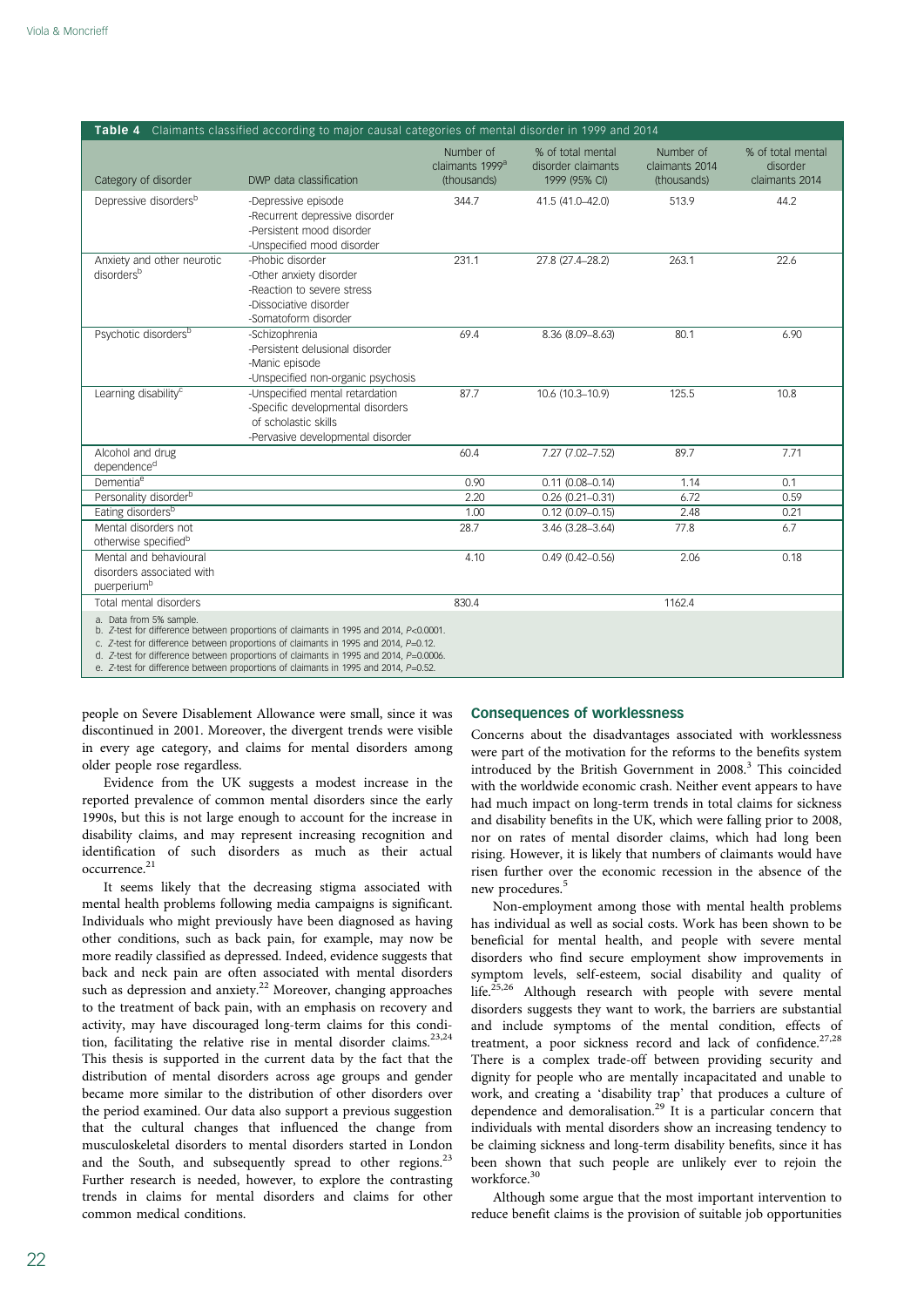**Table 4** Claimants classified according to major causal categories of mental disorder in 1999 and 2014

| Category of disorder | DWP data classification | Number of claimants 1999[a] (thousands) | % of total mental disorder claimants 1999 (95% CI) | Number of claimants 2014 (thousands) | % of total mental disorder claimants 2014 |
|---|---|---|---|---|---|
| Depressive disorders[b] | -Depressive episode<br>-Recurrent depressive disorder<br>-Persistent mood disorder<br>-Unspecified mood disorder | 344.7 | 41.5 (41.0–42.0) | 513.9 | 44.2 |
| Anxiety and other neurotic disorders[b] | -Phobic disorder<br>-Other anxiety disorder<br>-Reaction to severe stress<br>-Dissociative disorder<br>-Somatoform disorder | 231.1 | 27.8 (27.4–28.2) | 263.1 | 22.6 |
| Psychotic disorders[b] | -Schizophrenia<br>-Persistent delusional disorder<br>-Manic episode<br>-Unspecified non-organic psychosis | 69.4 | 8.36 (8.09–8.63) | 80.1 | 6.90 |
| Learning disability[c] | -Unspecified mental retardation<br>-Specific developmental disorders of scholastic skills<br>-Pervasive developmental disorder | 87.7 | 10.6 (10.3–10.9) | 125.5 | 10.8 |
| Alcohol and drug dependence[d] | | 60.4 | 7.27 (7.02–7.52) | 89.7 | 7.71 |
| Dementia[e] | | 0.90 | 0.11 (0.08–0.14) | 1.14 | 0.1 |
| Personality disorder[b] | | 2.20 | 0.26 (0.21–0.31) | 6.72 | 0.59 |
| Eating disorders[b] | | 1.00 | 0.12 (0.09–0.15) | 2.48 | 0.21 |
| Mental disorders not otherwise specified[b] | | 28.7 | 3.46 (3.28–3.64) | 77.8 | 6.7 |
| Mental and behavioural disorders associated with puerperium[b] | | 4.10 | 0.49 (0.42–0.56) | 2.06 | 0.18 |
| Total mental disorders | | 830.4 | | 1162.4 | |

a. Data from 5% sample.
b. Z-test for difference between proportions of claimants in 1995 and 2014, $P<0.0001$.
c. Z-test for difference between proportions of claimants in 1995 and 2014, $P=0.12$.
d. Z-test for difference between proportions of claimants in 1995 and 2014, $P=0.0006$.
e. Z-test for difference between proportions of claimants in 1995 and 2014, $P=0.52$.

people on Severe Disablement Allowance were small, since it was discontinued in 2001. Moreover, the divergent trends were visible in every age category, and claims for mental disorders among older people rose regardless.

Evidence from the UK suggests a modest increase in the reported prevalence of common mental disorders since the early 1990s, but this is not large enough to account for the increase in disability claims, and may represent increasing recognition and identification of such disorders as much as their actual occurrence.[21]

It seems likely that the decreasing stigma associated with mental health problems following media campaigns is significant. Individuals who might previously have been diagnosed as having other conditions, such as back pain, for example, may now be more readily classified as depressed. Indeed, evidence suggests that back and neck pain are often associated with mental disorders such as depression and anxiety.[22] Moreover, changing approaches to the treatment of back pain, with an emphasis on recovery and activity, may have discouraged long-term claims for this condition, facilitating the relative rise in mental disorder claims.[23,24] This thesis is supported in the current data by the fact that the distribution of mental disorders across age groups and gender became more similar to the distribution of other disorders over the period examined. Our data also support a previous suggestion that the cultural changes that influenced the change from musculoskeletal disorders to mental disorders started in London and the South, and subsequently spread to other regions.[23] Further research is needed, however, to explore the contrasting trends in claims for mental disorders and claims for other common medical conditions.

## Consequences of worklessness

Concerns about the disadvantages associated with worklessness were part of the motivation for the reforms to the benefits system introduced by the British Government in 2008.[3] This coincided with the worldwide economic crash. Neither event appears to have had much impact on long-term trends in total claims for sickness and disability benefits in the UK, which were falling prior to 2008, nor on rates of mental disorder claims, which had long been rising. However, it is likely that numbers of claimants would have risen further over the economic recession in the absence of the new procedures.[5]

Non-employment among those with mental health problems has individual as well as social costs. Work has been shown to be beneficial for mental health, and people with severe mental disorders who find secure employment show improvements in symptom levels, self-esteem, social disability and quality of life.[25,26] Although research with people with severe mental disorders suggests they want to work, the barriers are substantial and include symptoms of the mental condition, effects of treatment, a poor sickness record and lack of confidence.[27,28] There is a complex trade-off between providing security and dignity for people who are mentally incapacitated and unable to work, and creating a 'disability trap' that produces a culture of dependence and demoralisation.[29] It is a particular concern that individuals with mental disorders show an increasing tendency to be claiming sickness and long-term disability benefits, since it has been shown that such people are unlikely ever to rejoin the workforce.[30]

Although some argue that the most important intervention to reduce benefit claims is the provision of suitable job opportunities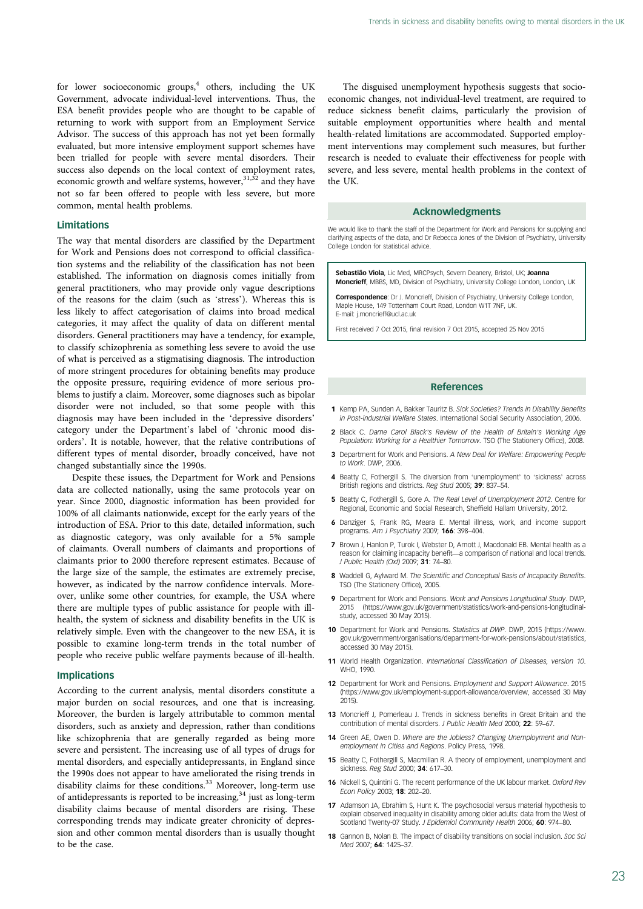for lower socioeconomic groups,[4] others, including the UK Government, advocate individual-level interventions. Thus, the ESA benefit provides people who are thought to be capable of returning to work with support from an Employment Service Advisor. The success of this approach has not yet been formally evaluated, but more intensive employment support schemes have been trialled for people with severe mental disorders. Their success also depends on the local context of employment rates, economic growth and welfare systems, however,[31,32] and they have not so far been offered to people with less severe, but more common, mental health problems.

### Limitations

The way that mental disorders are classified by the Department for Work and Pensions does not correspond to official classification systems and the reliability of the classification has not been established. The information on diagnosis comes initially from general practitioners, who may provide only vague descriptions of the reasons for the claim (such as 'stress'). Whereas this is less likely to affect categorisation of claims into broad medical categories, it may affect the quality of data on different mental disorders. General practitioners may have a tendency, for example, to classify schizophrenia as something less severe to avoid the use of what is perceived as a stigmatising diagnosis. The introduction of more stringent procedures for obtaining benefits may produce the opposite pressure, requiring evidence of more serious problems to justify a claim. Moreover, some diagnoses such as bipolar disorder were not included, so that some people with this diagnosis may have been included in the 'depressive disorders' category under the Department's label of 'chronic mood disorders'. It is notable, however, that the relative contributions of different types of mental disorder, broadly conceived, have not changed substantially since the 1990s.

Despite these issues, the Department for Work and Pensions data are collected nationally, using the same protocols year on year. Since 2000, diagnostic information has been provided for 100% of all claimants nationwide, except for the early years of the introduction of ESA. Prior to this date, detailed information, such as diagnostic category, was only available for a 5% sample of claimants. Overall numbers of claimants and proportions of claimants prior to 2000 therefore represent estimates. Because of the large size of the sample, the estimates are extremely precise, however, as indicated by the narrow confidence intervals. Moreover, unlike some other countries, for example, the USA where there are multiple types of public assistance for people with ill-health, the system of sickness and disability benefits in the UK is relatively simple. Even with the changeover to the new ESA, it is possible to examine long-term trends in the total number of people who receive public welfare payments because of ill-health.

### Implications

According to the current analysis, mental disorders constitute a major burden on social resources, and one that is increasing. Moreover, the burden is largely attributable to common mental disorders, such as anxiety and depression, rather than conditions like schizophrenia that are generally regarded as being more severe and persistent. The increasing use of all types of drugs for mental disorders, and especially antidepressants, in England since the 1990s does not appear to have ameliorated the rising trends in disability claims for these conditions.[33] Moreover, long-term use of antidepressants is reported to be increasing,[34] just as long-term disability claims because of mental disorders are rising. These corresponding trends may indicate greater chronicity of depression and other common mental disorders than is usually thought to be the case.

The disguised unemployment hypothesis suggests that socioeconomic changes, not individual-level treatment, are required to reduce sickness benefit claims, particularly the provision of suitable employment opportunities where health and mental health-related limitations are accommodated. Supported employment interventions may complement such measures, but further research is needed to evaluate their effectiveness for people with severe, and less severe, mental health problems in the context of the UK.

## Acknowledgements

We would like to thank the staff of the Department for Work and Pensions for supplying and clarifying aspects of the data, and Dr Rebecca Jones of the Division of Psychiatry, University College London for statistical advice.

**Sebastião Viola**, Lic Med, MRCPsych, Severn Deanery, Bristol, UK; **Joanna Moncrieff**, MBBS, MD, Division of Psychiatry, University College London, London, UK

**Correspondence**: Dr J. Moncrieff, Division of Psychiatry, University College London, Maple House, 149 Tottenham Court Road, London W1T 7NF, UK. E-mail: j.moncrieff@ucl.ac.uk

First received 7 Oct 2015, final revision 7 Oct 2015, accepted 25 Nov 2015

## References

1 Kemp PA, Sunden A, Bakker Tauritz B. *Sick Societies? Trends in Disability Benefits in Post-industrial Welfare States*. International Social Security Association, 2006.

2 Black C. *Dame Carol Black's Review of the Health of Britain's Working Age Population: Working for a Healthier Tomorrow*. TSO (The Stationery Office), 2008.

3 Department for Work and Pensions. *A New Deal for Welfare: Empowering People to Work*. DWP, 2006.

4 Beatty C, Fothergill S. The diversion from 'unemployment' to 'sickness' across British regions and districts. *Reg Stud* 2005; **39**: 837–54.

5 Beatty C, Fothergill S, Gore A. *The Real Level of Unemployment 2012*. Centre for Regional, Economic and Social Research, Sheffield Hallam University, 2012.

6 Danziger S, Frank RG, Meara E. Mental illness, work, and income support programs. *Am J Psychiatry* 2009; **166**: 398–404.

7 Brown J, Hanlon P, Turok I, Webster D, Arnott J, Macdonald EB. Mental health as a reason for claiming incapacity benefit—a comparison of national and local trends. *J Public Health (Oxf)* 2009; **31**: 74–80.

8 Waddell G, Aylward M. *The Scientific and Conceptual Basis of Incapacity Benefits*. TSO (The Stationery Office), 2005.

9 Department for Work and Pensions. *Work and Pensions Longitudinal Study*. DWP, 2015 (https://www.gov.uk/government/statistics/work-and-pensions-longitudinal-study, accessed 30 May 2015).

10 Department for Work and Pensions. *Statistics at DWP*. DWP, 2015 (https://www.gov.uk/government/organisations/department-for-work-pensions/about/statistics, accessed 30 May 2015).

11 World Health Organization. *International Classification of Diseases, version 10*. WHO, 1990.

12 Department for Work and Pensions. *Employment and Support Allowance*. 2015 (https://www.gov.uk/employment-support-allowance/overview, accessed 30 May 2015).

13 Moncrieff J, Pomerleau J. Trends in sickness benefits in Great Britain and the contribution of mental disorders. *J Public Health Med* 2000; **22**: 59–67.

14 Green AE, Owen D. *Where are the Jobless? Changing Unemployment and Non-employment in Cities and Regions*. Policy Press, 1998.

15 Beatty C, Fothergill S, Macmillan R. A theory of employment, unemployment and sickness. *Reg Stud* 2000; **34**: 617–30.

16 Nickell S, Quintini G. The recent performance of the UK labour market. *Oxford Rev Econ Policy* 2003; **18**: 202–20.

17 Adamson JA, Ebrahim S, Hunt K. The psychosocial versus material hypothesis to explain observed inequality in disability among older adults: data from the West of Scotland Twenty-07 Study. *J Epidemiol Community Health* 2006; **60**: 974–80.

18 Gannon B, Nolan B. The impact of disability transitions on social inclusion. *Soc Sci Med* 2007; **64**: 1425–37.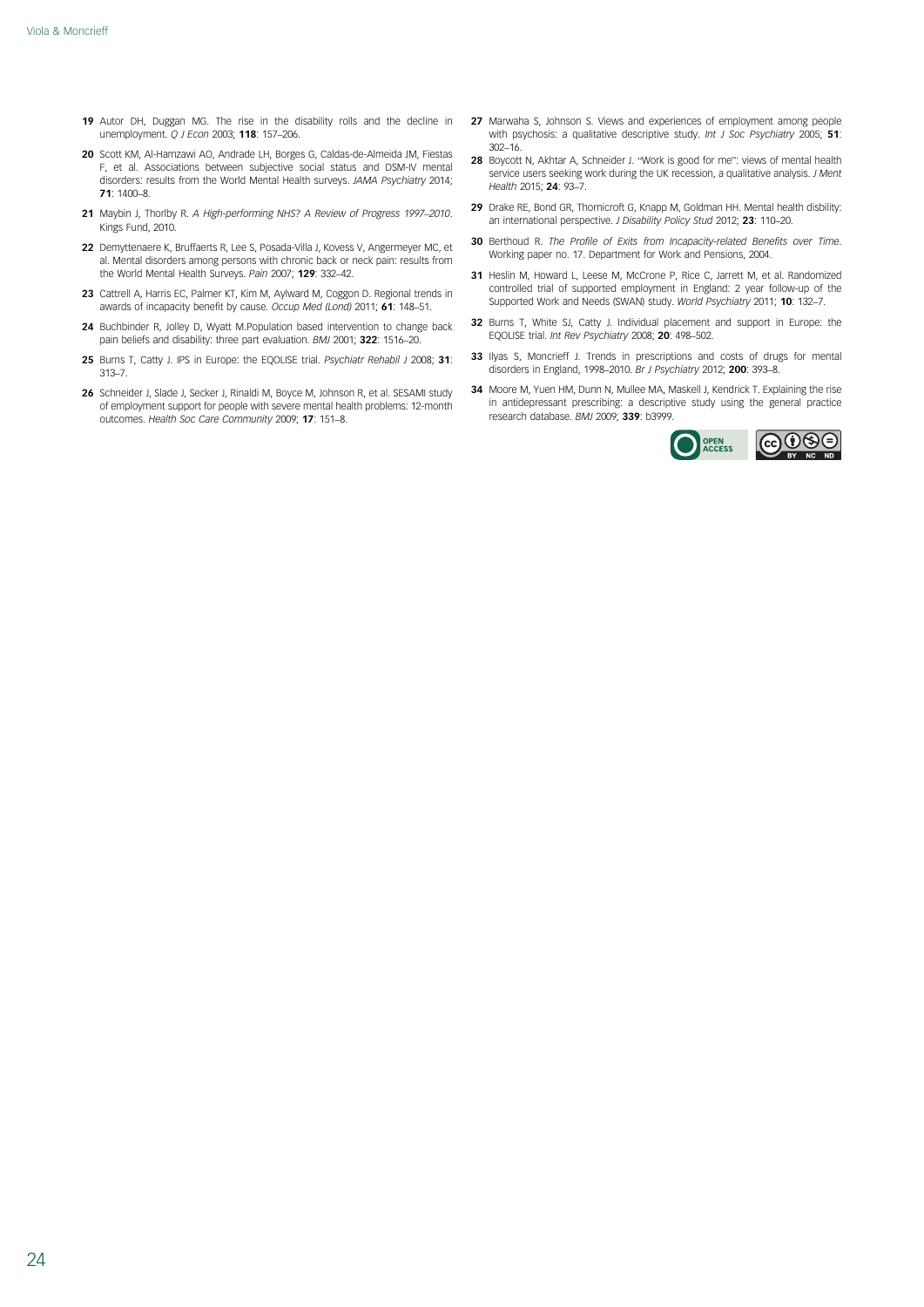19 Autor DH, Duggan MG. The rise in the disability rolls and the decline in unemployment. *Q J Econ* 2003; **118**: 157–206.

20 Scott KM, Al-Hamzawi AO, Andrade LH, Borges G, Caldas-de-Almeida JM, Fiestas F, et al. Associations between subjective social status and DSM-IV mental disorders: results from the World Mental Health surveys. *JAMA Psychiatry* 2014; **71**: 1400–8.

21 Maybin J, Thorlby R. *A High-performing NHS? A Review of Progress 1997–2010*. Kings Fund, 2010.

22 Demyttenaere K, Bruffaerts R, Lee S, Posada-Villa J, Kovess V, Angermeyer MC, et al. Mental disorders among persons with chronic back or neck pain: results from the World Mental Health Surveys. *Pain* 2007; **129**: 332–42.

23 Cattrell A, Harris EC, Palmer KT, Kim M, Aylward M, Coggon D. Regional trends in awards of incapacity benefit by cause. *Occup Med (Lond)* 2011; **61**: 148–51.

24 Buchbinder R, Jolley D, Wyatt M.Population based intervention to change back pain beliefs and disability: three part evaluation. *BMJ* 2001; **322**: 1516–20.

25 Burns T, Catty J. IPS in Europe: the EQOLISE trial. *Psychiatr Rehabil J* 2008; **31**: 313–7.

26 Schneider J, Slade J, Secker J, Rinaldi M, Boyce M, Johnson R, et al. SESAMI study of employment support for people with severe mental health problems: 12-month outcomes. *Health Soc Care Community* 2009; **17**: 151–8.

27 Marwaha S, Johnson S. Views and experiences of employment among people with psychosis: a qualitative descriptive study. *Int J Soc Psychiatry* 2005; **51**: 302–16.

28 Boycott N, Akhtar A, Schneider J. "Work is good for me": views of mental health service users seeking work during the UK recession, a qualitative analysis. *J Ment Health* 2015; **24**: 93–7.

29 Drake RE, Bond GR, Thornicroft G, Knapp M, Goldman HH. Mental health disbility: an international perspective. *J Disability Policy Stud* 2012; **23**: 110–20.

30 Berthoud R. *The Profile of Exits from Incapacity-related Benefits over Time*. Working paper no. 17. Department for Work and Pensions, 2004.

31 Heslin M, Howard L, Leese M, McCrone P, Rice C, Jarrett M, et al. Randomized controlled trial of supported employment in England: 2 year follow-up of the Supported Work and Needs (SWAN) study. *World Psychiatry* 2011; **10**: 132–7.

32 Burns T, White SJ, Catty J. Individual placement and support in Europe: the EQOLISE trial. *Int Rev Psychiatry* 2008; **20**: 498–502.

33 Ilyas S, Moncrieff J. Trends in prescriptions and costs of drugs for mental disorders in England, 1998–2010. *Br J Psychiatry* 2012; **200**: 393–8.

34 Moore M, Yuen HM, Dunn N, Mullee MA, Maskell J, Kendrick T. Explaining the rise in antidepressant prescribing: a descriptive study using the general practice research database. *BMJ* 2009; **339**: b3999.